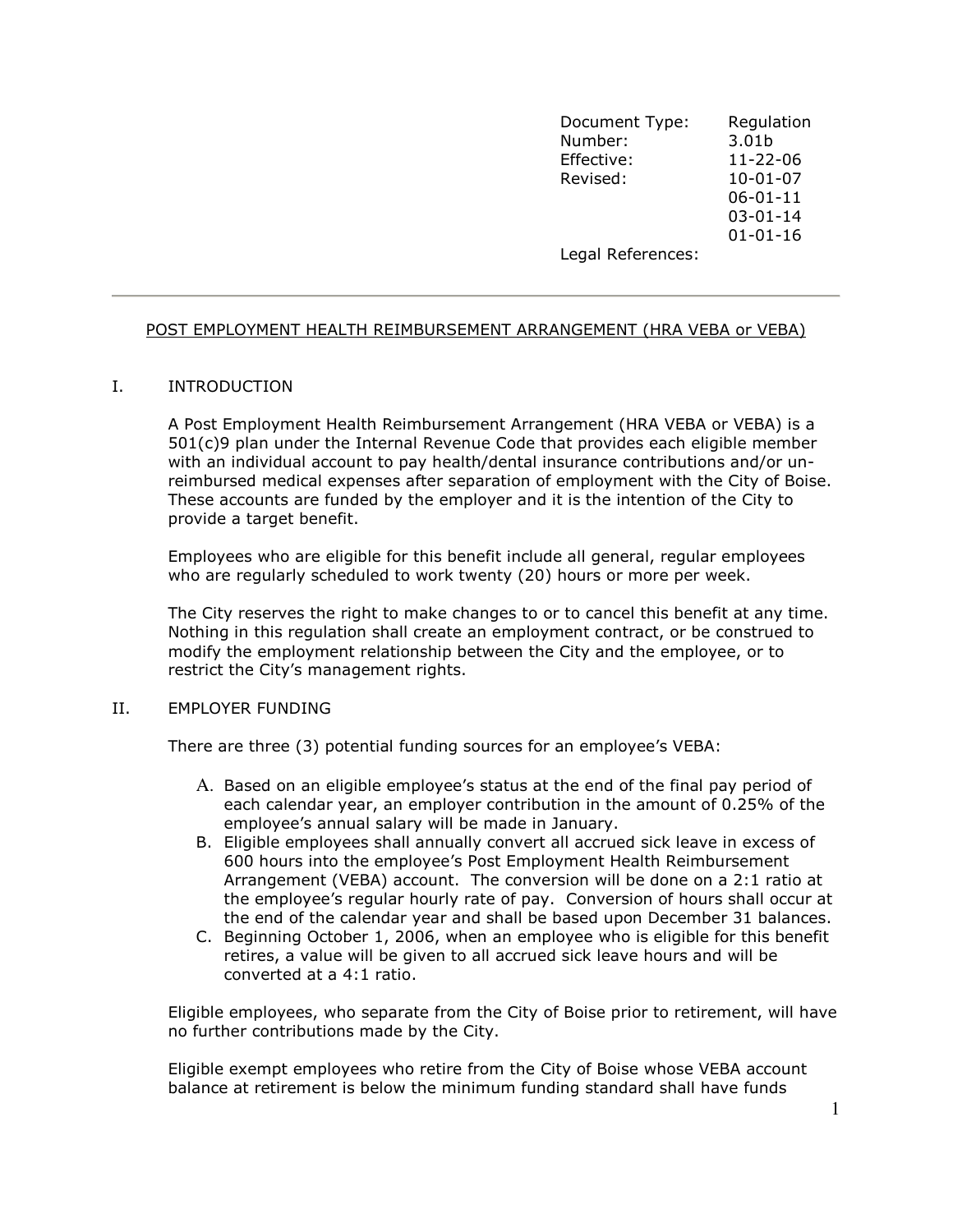| Document Type: | Regulation |
|---|---|
| Number: | 3.01b |
| Effective: | 11-22-06 |
| Revised: | 10-01-07 |
| | 06-01-11 |
| | 03-01-14 |
| | 01-01-16 |
| Legal References: | |

---

## POST EMPLOYMENT HEALTH REIMBURSEMENT ARRANGEMENT (HRA VEBA or VEBA)

### I. INTRODUCTION

A Post Employment Health Reimbursement Arrangement (HRA VEBA or VEBA) is a 501(c)9 plan under the Internal Revenue Code that provides each eligible member with an individual account to pay health/dental insurance contributions and/or un-reimbursed medical expenses after separation of employment with the City of Boise. These accounts are funded by the employer and it is the intention of the City to provide a target benefit.

Employees who are eligible for this benefit include all general, regular employees who are regularly scheduled to work twenty (20) hours or more per week.

The City reserves the right to make changes to or to cancel this benefit at any time. Nothing in this regulation shall create an employment contract, or be construed to modify the employment relationship between the City and the employee, or to restrict the City's management rights.

### II. EMPLOYER FUNDING

There are three (3) potential funding sources for an employee's VEBA:

A. Based on an eligible employee's status at the end of the final pay period of each calendar year, an employer contribution in the amount of 0.25% of the employee's annual salary will be made in January.
B. Eligible employees shall annually convert all accrued sick leave in excess of 600 hours into the employee's Post Employment Health Reimbursement Arrangement (VEBA) account. The conversion will be done on a 2:1 ratio at the employee's regular hourly rate of pay. Conversion of hours shall occur at the end of the calendar year and shall be based upon December 31 balances.
C. Beginning October 1, 2006, when an employee who is eligible for this benefit retires, a value will be given to all accrued sick leave hours and will be converted at a 4:1 ratio.

Eligible employees, who separate from the City of Boise prior to retirement, will have no further contributions made by the City.

Eligible exempt employees who retire from the City of Boise whose VEBA account balance at retirement is below the minimum funding standard shall have funds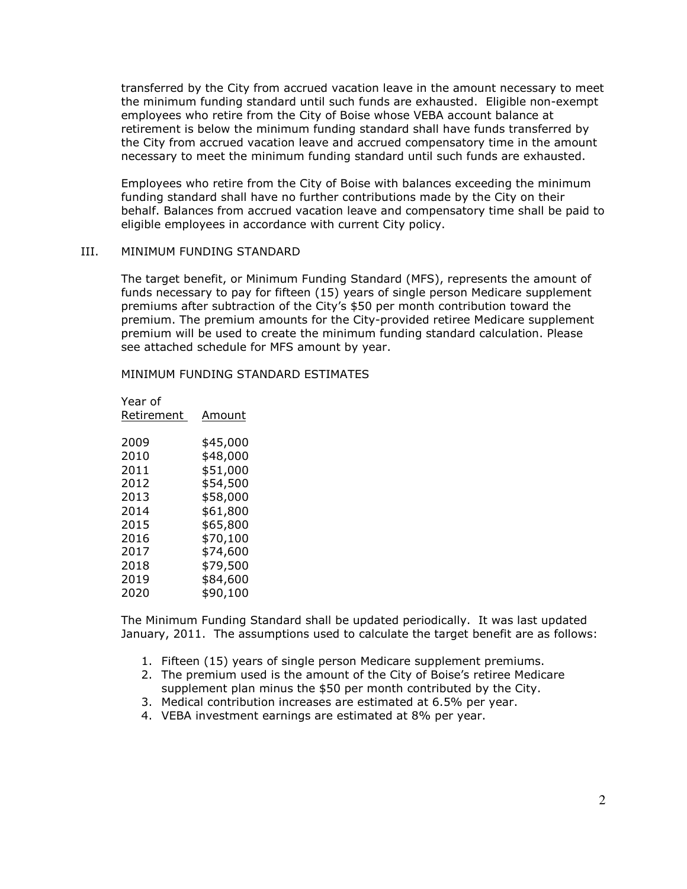transferred by the City from accrued vacation leave in the amount necessary to meet the minimum funding standard until such funds are exhausted. Eligible non-exempt employees who retire from the City of Boise whose VEBA account balance at retirement is below the minimum funding standard shall have funds transferred by the City from accrued vacation leave and accrued compensatory time in the amount necessary to meet the minimum funding standard until such funds are exhausted.

Employees who retire from the City of Boise with balances exceeding the minimum funding standard shall have no further contributions made by the City on their behalf. Balances from accrued vacation leave and compensatory time shall be paid to eligible employees in accordance with current City policy.

## III. MINIMUM FUNDING STANDARD

The target benefit, or Minimum Funding Standard (MFS), represents the amount of funds necessary to pay for fifteen (15) years of single person Medicare supplement premiums after subtraction of the City's $50 per month contribution toward the premium. The premium amounts for the City-provided retiree Medicare supplement premium will be used to create the minimum funding standard calculation. Please see attached schedule for MFS amount by year.

MINIMUM FUNDING STANDARD ESTIMATES

| Year of Retirement | Amount |
|---|---|
| 2009 | $45,000 |
| 2010 | $48,000 |
| 2011 | $51,000 |
| 2012 | $54,500 |
| 2013 | $58,000 |
| 2014 | $61,800 |
| 2015 | $65,800 |
| 2016 | $70,100 |
| 2017 | $74,600 |
| 2018 | $79,500 |
| 2019 | $84,600 |
| 2020 | $90,100 |

The Minimum Funding Standard shall be updated periodically. It was last updated January, 2011. The assumptions used to calculate the target benefit are as follows:

1. Fifteen (15) years of single person Medicare supplement premiums.
2. The premium used is the amount of the City of Boise's retiree Medicare supplement plan minus the $50 per month contributed by the City.
3. Medical contribution increases are estimated at 6.5% per year.
4. VEBA investment earnings are estimated at 8% per year.